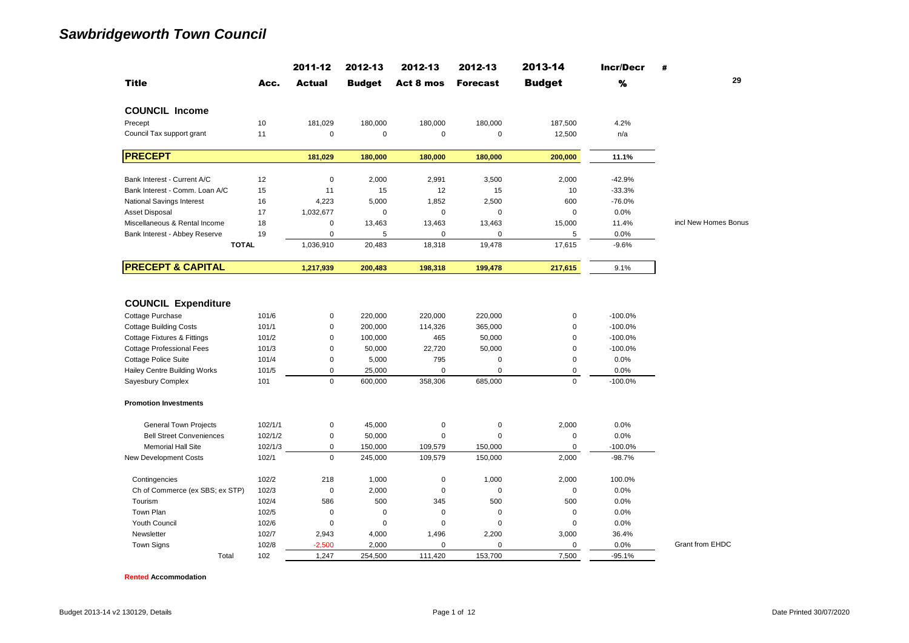# Sawbridgeworth Town Council

| Title | Acc. | 2011-12 Actual | 2012-13 Budget | 2012-13 Act 8 mos | 2012-13 Forecast | 2013-14 Budget | Incr/Decr % | # 29 |
|---|---|---|---|---|---|---|---|---|
| **COUNCIL Income** | | | | | | | | |
| Precept | 10 | 181,029 | 180,000 | 180,000 | 180,000 | 187,500 | 4.2% | |
| Council Tax support grant | 11 | 0 | 0 | 0 | 0 | 12,500 | n/a | |
| **PRECEPT** | | 181,029 | 180,000 | 180,000 | 180,000 | 200,000 | 11.1% | |
| Bank Interest - Current A/C | 12 | 0 | 2,000 | 2,991 | 3,500 | 2,000 | -42.9% | |
| Bank Interest - Comm. Loan A/C | 15 | 11 | 15 | 12 | 15 | 10 | -33.3% | |
| National Savings Interest | 16 | 4,223 | 5,000 | 1,852 | 2,500 | 600 | -76.0% | |
| Asset Disposal | 17 | 1,032,677 | 0 | 0 | 0 | 0 | 0.0% | |
| Miscellaneous & Rental Income | 18 | 0 | 13,463 | 13,463 | 13,463 | 15,000 | 11.4% | incl New Homes Bonus |
| Bank Interest - Abbey Reserve | 19 | 0 | 5 | 0 | 0 | 5 | 0.0% | |
| **TOTAL** | | 1,036,910 | 20,483 | 18,318 | 19,478 | 17,615 | -9.6% | |
| **PRECEPT & CAPITAL** | | 1,217,939 | 200,483 | 198,318 | 199,478 | 217,615 | 9.1% | |
| **COUNCIL Expenditure** | | | | | | | | |
| Cottage Purchase | 101/6 | 0 | 220,000 | 220,000 | 220,000 | 0 | -100.0% | |
| Cottage Building Costs | 101/1 | 0 | 200,000 | 114,326 | 365,000 | 0 | -100.0% | |
| Cottage Fixtures & Fittings | 101/2 | 0 | 100,000 | 465 | 50,000 | 0 | -100.0% | |
| Cottage Professional Fees | 101/3 | 0 | 50,000 | 22,720 | 50,000 | 0 | -100.0% | |
| Cottage Police Suite | 101/4 | 0 | 5,000 | 795 | 0 | 0 | 0.0% | |
| Hailey Centre Building Works | 101/5 | 0 | 25,000 | 0 | 0 | 0 | 0.0% | |
| Sayesbury Complex | 101 | 0 | 600,000 | 358,306 | 685,000 | 0 | -100.0% | |
| **Promotion Investments** | | | | | | | | |
| General Town Projects | 102/1/1 | 0 | 45,000 | 0 | 0 | 2,000 | 0.0% | |
| Bell Street Conveniences | 102/1/2 | 0 | 50,000 | 0 | 0 | 0 | 0.0% | |
| Memorial Hall Site | 102/1/3 | 0 | 150,000 | 109,579 | 150,000 | 0 | -100.0% | |
| New Development Costs | 102/1 | 0 | 245,000 | 109,579 | 150,000 | 2,000 | -98.7% | |
| Contingencies | 102/2 | 218 | 1,000 | 0 | 1,000 | 2,000 | 100.0% | |
| Ch of Commerce (ex SBS; ex STP) | 102/3 | 0 | 2,000 | 0 | 0 | 0 | 0.0% | |
| Tourism | 102/4 | 586 | 500 | 345 | 500 | 500 | 0.0% | |
| Town Plan | 102/5 | 0 | 0 | 0 | 0 | 0 | 0.0% | |
| Youth Council | 102/6 | 0 | 0 | 0 | 0 | 0 | 0.0% | |
| Newsletter | 102/7 | 2,943 | 4,000 | 1,496 | 2,200 | 3,000 | 36.4% | |
| Town Signs | 102/8 | -2,500 | 2,000 | 0 | 0 | 0 | 0.0% | Grant from EHDC |
| Total | 102 | 1,247 | 254,500 | 111,420 | 153,700 | 7,500 | -95.1% | |

**Rented Accommodation**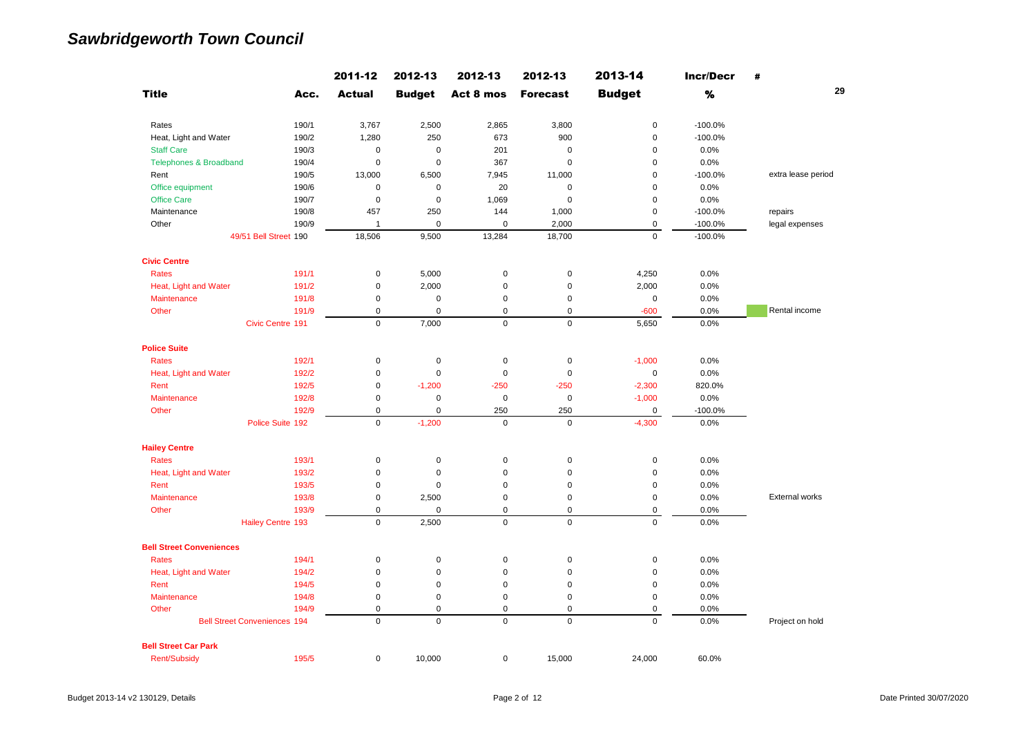# Sawbridgeworth Town Council

| Title | Acc. | 2011-12 Actual | 2012-13 Budget | 2012-13 Act 8 mos | 2012-13 Forecast | 2013-14 Budget | Incr/Decr % | # 29 |
|---|---|---|---|---|---|---|---|---|
| Rates | 190/1 | 3,767 | 2,500 | 2,865 | 3,800 | 0 | -100.0% | |
| Heat, Light and Water | 190/2 | 1,280 | 250 | 673 | 900 | 0 | -100.0% | |
| Staff Care | 190/3 | 0 | 0 | 201 | 0 | 0 | 0.0% | |
| Telephones & Broadband | 190/4 | 0 | 0 | 367 | 0 | 0 | 0.0% | |
| Rent | 190/5 | 13,000 | 6,500 | 7,945 | 11,000 | 0 | -100.0% | extra lease period |
| Office equipment | 190/6 | 0 | 0 | 20 | 0 | 0 | 0.0% | |
| Office Care | 190/7 | 0 | 0 | 1,069 | 0 | 0 | 0.0% | |
| Maintenance | 190/8 | 457 | 250 | 144 | 1,000 | 0 | -100.0% | repairs |
| Other | 190/9 | 1 | 0 | 0 | 2,000 | 0 | -100.0% | legal expenses |
| 49/51 Bell Street | 190 | 18,506 | 9,500 | 13,284 | 18,700 | 0 | -100.0% | |
| **Civic Centre** | | | | | | | | |
| Rates | 191/1 | 0 | 5,000 | 0 | 0 | 4,250 | 0.0% | |
| Heat, Light and Water | 191/2 | 0 | 2,000 | 0 | 0 | 2,000 | 0.0% | |
| Maintenance | 191/8 | 0 | 0 | 0 | 0 | 0 | 0.0% | |
| Other | 191/9 | 0 | 0 | 0 | 0 | -600 | 0.0% | Rental income |
| Civic Centre | 191 | 0 | 7,000 | 0 | 0 | 5,650 | 0.0% | |
| **Police Suite** | | | | | | | | |
| Rates | 192/1 | 0 | 0 | 0 | 0 | -1,000 | 0.0% | |
| Heat, Light and Water | 192/2 | 0 | 0 | 0 | 0 | 0 | 0.0% | |
| Rent | 192/5 | 0 | -1,200 | -250 | -250 | -2,300 | 820.0% | |
| Maintenance | 192/8 | 0 | 0 | 0 | 0 | -1,000 | 0.0% | |
| Other | 192/9 | 0 | 0 | 250 | 250 | 0 | -100.0% | |
| Police Suite | 192 | 0 | -1,200 | 0 | 0 | -4,300 | 0.0% | |
| **Hailey Centre** | | | | | | | | |
| Rates | 193/1 | 0 | 0 | 0 | 0 | 0 | 0.0% | |
| Heat, Light and Water | 193/2 | 0 | 0 | 0 | 0 | 0 | 0.0% | |
| Rent | 193/5 | 0 | 0 | 0 | 0 | 0 | 0.0% | |
| Maintenance | 193/8 | 0 | 2,500 | 0 | 0 | 0 | 0.0% | External works |
| Other | 193/9 | 0 | 0 | 0 | 0 | 0 | 0.0% | |
| Hailey Centre | 193 | 0 | 2,500 | 0 | 0 | 0 | 0.0% | |
| **Bell Street Conveniences** | | | | | | | | |
| Rates | 194/1 | 0 | 0 | 0 | 0 | 0 | 0.0% | |
| Heat, Light and Water | 194/2 | 0 | 0 | 0 | 0 | 0 | 0.0% | |
| Rent | 194/5 | 0 | 0 | 0 | 0 | 0 | 0.0% | |
| Maintenance | 194/8 | 0 | 0 | 0 | 0 | 0 | 0.0% | |
| Other | 194/9 | 0 | 0 | 0 | 0 | 0 | 0.0% | |
| Bell Street Conveniences | 194 | 0 | 0 | 0 | 0 | 0 | 0.0% | Project on hold |
| **Bell Street Car Park** | | | | | | | | |
| Rent/Subsidy | 195/5 | 0 | 10,000 | 0 | 15,000 | 24,000 | 60.0% | |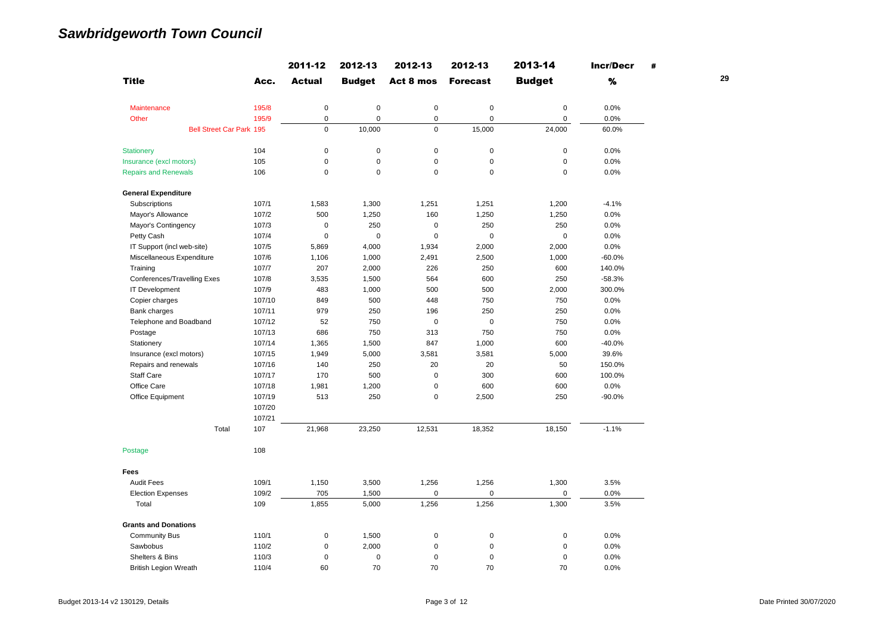# Sawbridgeworth Town Council

| Title | Acc. | 2011-12 Actual | 2012-13 Budget | 2012-13 Act 8 mos | 2012-13 Forecast | 2013-14 Budget | Incr/Decr % | # 29 |
|---|---|---|---|---|---|---|---|---|
| Maintenance | 195/8 | 0 | 0 | 0 | 0 | 0 | 0.0% | |
| Other | 195/9 | 0 | 0 | 0 | 0 | 0 | 0.0% | |
| Bell Street Car Park | 195 | 0 | 10,000 | 0 | 15,000 | 24,000 | 60.0% | |
| Stationery | 104 | 0 | 0 | 0 | 0 | 0 | 0.0% | |
| Insurance (excl motors) | 105 | 0 | 0 | 0 | 0 | 0 | 0.0% | |
| Repairs and Renewals | 106 | 0 | 0 | 0 | 0 | 0 | 0.0% | |
| **General Expenditure** | | | | | | | | |
| Subscriptions | 107/1 | 1,583 | 1,300 | 1,251 | 1,251 | 1,200 | -4.1% | |
| Mayor's Allowance | 107/2 | 500 | 1,250 | 160 | 1,250 | 1,250 | 0.0% | |
| Mayor's Contingency | 107/3 | 0 | 250 | 0 | 250 | 250 | 0.0% | |
| Petty Cash | 107/4 | 0 | 0 | 0 | 0 | 0 | 0.0% | |
| IT Support (incl web-site) | 107/5 | 5,869 | 4,000 | 1,934 | 2,000 | 2,000 | 0.0% | |
| Miscellaneous Expenditure | 107/6 | 1,106 | 1,000 | 2,491 | 2,500 | 1,000 | -60.0% | |
| Training | 107/7 | 207 | 2,000 | 226 | 250 | 600 | 140.0% | |
| Conferences/Travelling Exes | 107/8 | 3,535 | 1,500 | 564 | 600 | 250 | -58.3% | |
| IT Development | 107/9 | 483 | 1,000 | 500 | 500 | 2,000 | 300.0% | |
| Copier charges | 107/10 | 849 | 500 | 448 | 750 | 750 | 0.0% | |
| Bank charges | 107/11 | 979 | 250 | 196 | 250 | 250 | 0.0% | |
| Telephone and Boadband | 107/12 | 52 | 750 | 0 | 0 | 750 | 0.0% | |
| Postage | 107/13 | 686 | 750 | 313 | 750 | 750 | 0.0% | |
| Stationery | 107/14 | 1,365 | 1,500 | 847 | 1,000 | 600 | -40.0% | |
| Insurance (excl motors) | 107/15 | 1,949 | 5,000 | 3,581 | 3,581 | 5,000 | 39.6% | |
| Repairs and renewals | 107/16 | 140 | 250 | 20 | 20 | 50 | 150.0% | |
| Staff Care | 107/17 | 170 | 500 | 0 | 300 | 600 | 100.0% | |
| Office Care | 107/18 | 1,981 | 1,200 | 0 | 600 | 600 | 0.0% | |
| Office Equipment | 107/19 | 513 | 250 | 0 | 2,500 | 250 | -90.0% | |
| | 107/20 | | | | | | | |
| | 107/21 | | | | | | | |
| Total | 107 | 21,968 | 23,250 | 12,531 | 18,352 | 18,150 | -1.1% | |
| Postage | 108 | | | | | | | |
| **Fees** | | | | | | | | |
| Audit Fees | 109/1 | 1,150 | 3,500 | 1,256 | 1,256 | 1,300 | 3.5% | |
| Election Expenses | 109/2 | 705 | 1,500 | 0 | 0 | 0 | 0.0% | |
| Total | 109 | 1,855 | 5,000 | 1,256 | 1,256 | 1,300 | 3.5% | |
| **Grants and Donations** | | | | | | | | |
| Community Bus | 110/1 | 0 | 1,500 | 0 | 0 | 0 | 0.0% | |
| Sawbobus | 110/2 | 0 | 2,000 | 0 | 0 | 0 | 0.0% | |
| Shelters & Bins | 110/3 | 0 | 0 | 0 | 0 | 0 | 0.0% | |
| British Legion Wreath | 110/4 | 60 | 70 | 70 | 70 | 70 | 0.0% | |

Budget 2013-14 v2 130129, Details

Date Printed 30/07/2020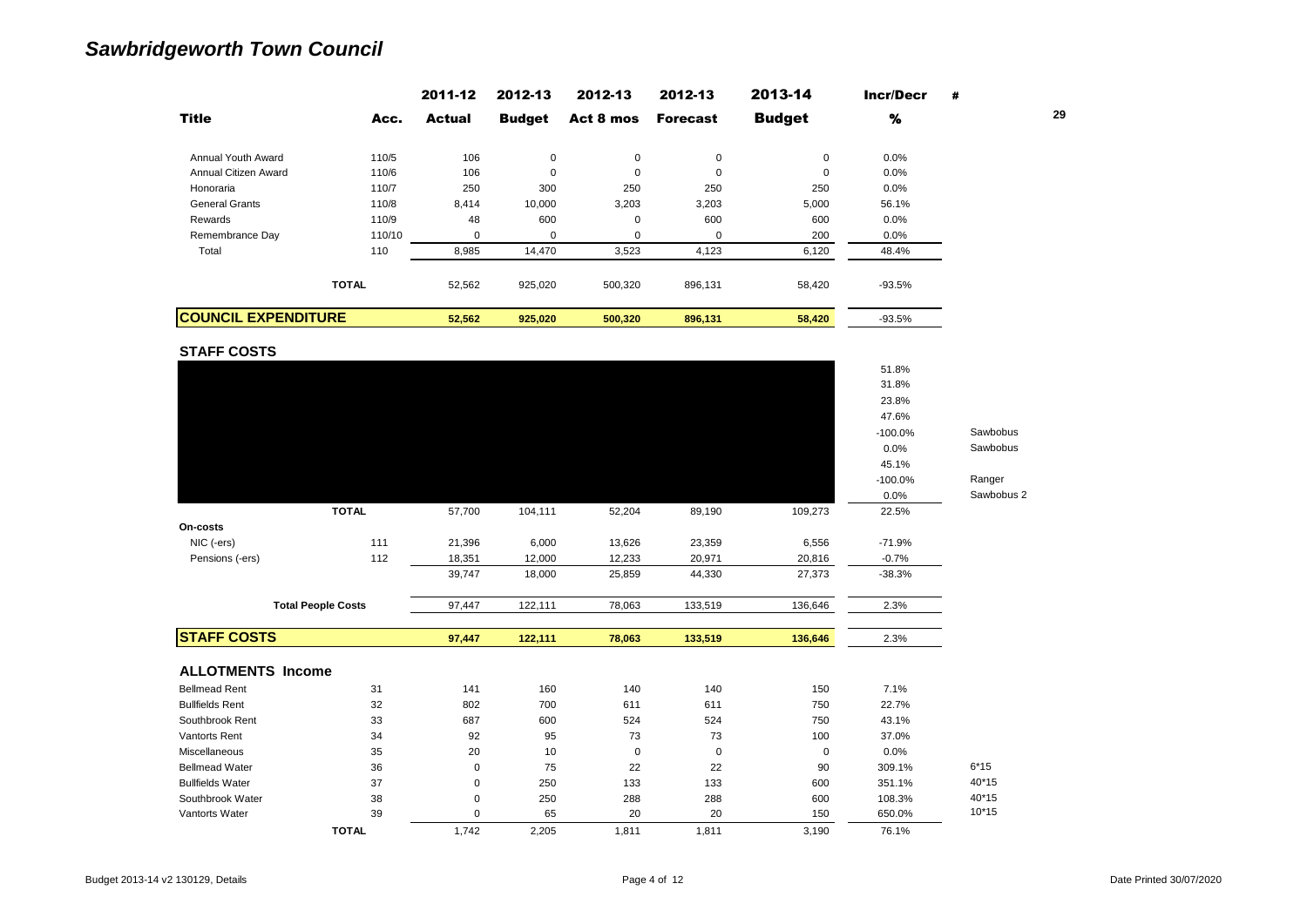# *Sawbridgeworth Town Council*

| Title | Acc. | 2011-12 Actual | 2012-13 Budget | 2012-13 Act 8 mos | 2012-13 Forecast | 2013-14 Budget | Incr/Decr % | # |
|---|---|---|---|---|---|---|---|---|
| Annual Youth Award | 110/5 | 106 | 0 | 0 | 0 | 0 | 0.0% | |
| Annual Citizen Award | 110/6 | 106 | 0 | 0 | 0 | 0 | 0.0% | |
| Honoraria | 110/7 | 250 | 300 | 250 | 250 | 250 | 0.0% | |
| General Grants | 110/8 | 8,414 | 10,000 | 3,203 | 3,203 | 5,000 | 56.1% | |
| Rewards | 110/9 | 48 | 600 | 0 | 600 | 600 | 0.0% | |
| Remembrance Day | 110/10 | 0 | 0 | 0 | 0 | 200 | 0.0% | |
| Total | 110 | 8,985 | 14,470 | 3,523 | 4,123 | 6,120 | 48.4% | |
| **TOTAL** | | 52,562 | 925,020 | 500,320 | 896,131 | 58,420 | -93.5% | |
| **COUNCIL EXPENDITURE** | | **52,562** | **925,020** | **500,320** | **896,131** | **58,420** | -93.5% | |

29

**STAFF COSTS**

| Title | Acc. | 2011-12 Actual | 2012-13 Budget | 2012-13 Act 8 mos | 2012-13 Forecast | 2013-14 Budget | Incr/Decr % | # |
|---|---|---|---|---|---|---|---|---|
| | | | | | | | 51.8% | |
| | | | | | | | 31.8% | |
| | | | | | | | 23.8% | |
| | | | | | | | 47.6% | |
| | | | | | | | -100.0% | Sawbobus |
| | | | | | | | 0.0% | Sawbobus |
| | | | | | | | 45.1% | |
| | | | | | | | -100.0% | Ranger |
| | | | | | | | 0.0% | Sawbobus 2 |
| **TOTAL** | | 57,700 | 104,111 | 52,204 | 89,190 | 109,273 | 22.5% | |
| **On-costs** | | | | | | | | |
| NIC (-ers) | 111 | 21,396 | 6,000 | 13,626 | 23,359 | 6,556 | -71.9% | |
| Pensions (-ers) | 112 | 18,351 | 12,000 | 12,233 | 20,971 | 20,816 | -0.7% | |
| | | 39,747 | 18,000 | 25,859 | 44,330 | 27,373 | -38.3% | |
| **Total People Costs** | | 97,447 | 122,111 | 78,063 | 133,519 | 136,646 | 2.3% | |
| **STAFF COSTS** | | **97,447** | **122,111** | **78,063** | **133,519** | **136,646** | 2.3% | |

**ALLOTMENTS Income**

| Title | Acc. | 2011-12 Actual | 2012-13 Budget | 2012-13 Act 8 mos | 2012-13 Forecast | 2013-14 Budget | Incr/Decr % | # |
|---|---|---|---|---|---|---|---|---|
| Bellmead Rent | 31 | 141 | 160 | 140 | 140 | 150 | 7.1% | |
| Bullfields Rent | 32 | 802 | 700 | 611 | 611 | 750 | 22.7% | |
| Southbrook Rent | 33 | 687 | 600 | 524 | 524 | 750 | 43.1% | |
| Vantorts Rent | 34 | 92 | 95 | 73 | 73 | 100 | 37.0% | |
| Miscellaneous | 35 | 20 | 10 | 0 | 0 | 0 | 0.0% | |
| Bellmead Water | 36 | 0 | 75 | 22 | 22 | 90 | 309.1% | 6*15 |
| Bullfields Water | 37 | 0 | 250 | 133 | 133 | 600 | 351.1% | 40*15 |
| Southbrook Water | 38 | 0 | 250 | 288 | 288 | 600 | 108.3% | 40*15 |
| Vantorts Water | 39 | 0 | 65 | 20 | 20 | 150 | 650.0% | 10*15 |
| **TOTAL** | | 1,742 | 2,205 | 1,811 | 1,811 | 3,190 | 76.1% | |

Budget 2013-14 v2 130129, Details

Date Printed 30/07/2020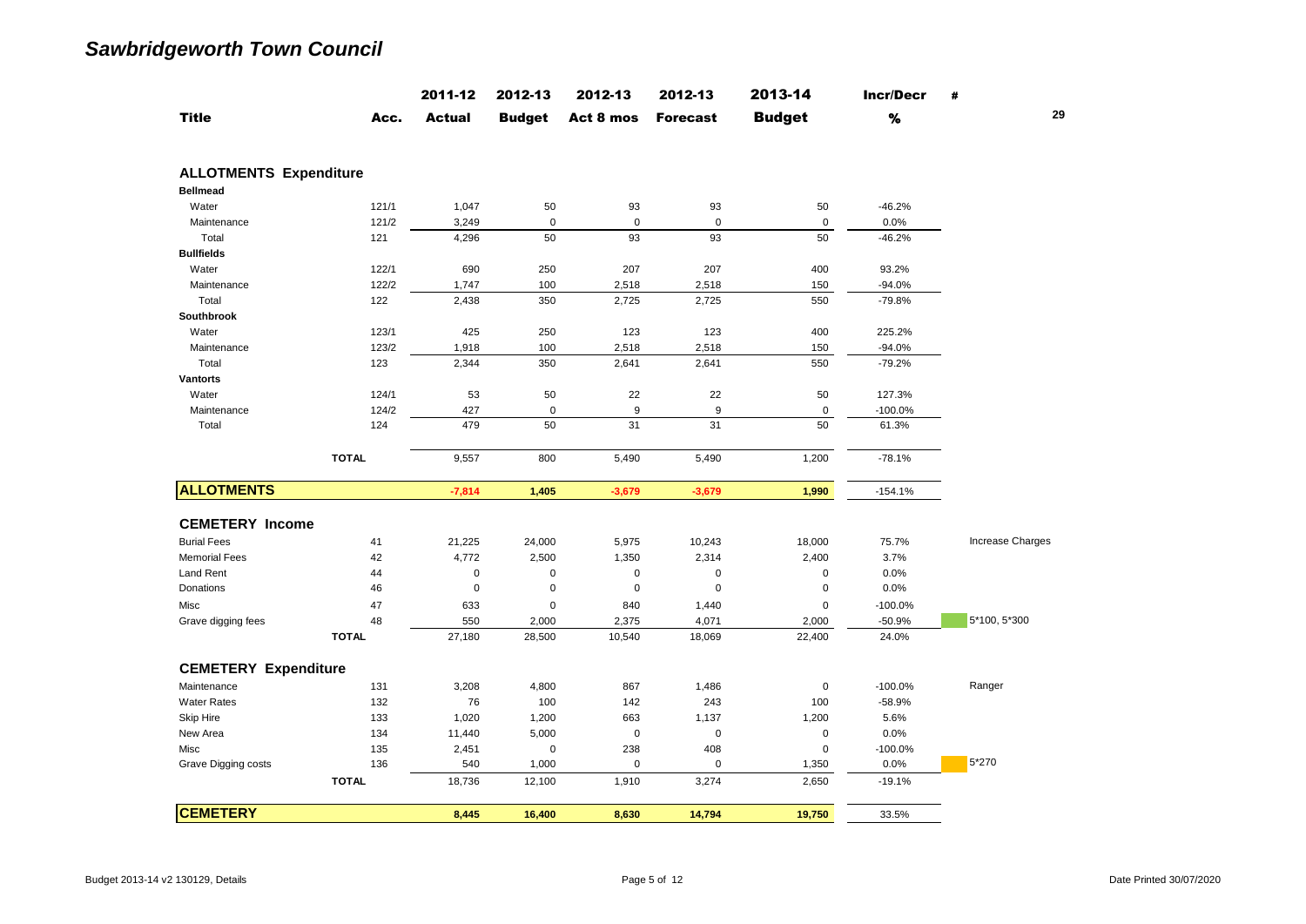# Sawbridgeworth Town Council

| Title | Acc. | 2011-12 Actual | 2012-13 Budget | 2012-13 Act 8 mos | 2012-13 Forecast | 2013-14 Budget | Incr/Decr % | # |
|---|---|---|---|---|---|---|---|---|
| **ALLOTMENTS Expenditure** | | | | | | | | |
| **Bellmead** | | | | | | | | |
| Water | 121/1 | 1,047 | 50 | 93 | 93 | 50 | -46.2% | |
| Maintenance | 121/2 | 3,249 | 0 | 0 | 0 | 0 | 0.0% | |
| Total | 121 | 4,296 | 50 | 93 | 93 | 50 | -46.2% | |
| **Bullfields** | | | | | | | | |
| Water | 122/1 | 690 | 250 | 207 | 207 | 400 | 93.2% | |
| Maintenance | 122/2 | 1,747 | 100 | 2,518 | 2,518 | 150 | -94.0% | |
| Total | 122 | 2,438 | 350 | 2,725 | 2,725 | 550 | -79.8% | |
| **Southbrook** | | | | | | | | |
| Water | 123/1 | 425 | 250 | 123 | 123 | 400 | 225.2% | |
| Maintenance | 123/2 | 1,918 | 100 | 2,518 | 2,518 | 150 | -94.0% | |
| Total | 123 | 2,344 | 350 | 2,641 | 2,641 | 550 | -79.2% | |
| **Vantorts** | | | | | | | | |
| Water | 124/1 | 53 | 50 | 22 | 22 | 50 | 127.3% | |
| Maintenance | 124/2 | 427 | 0 | 9 | 9 | 0 | -100.0% | |
| Total | 124 | 479 | 50 | 31 | 31 | 50 | 61.3% | |
| **TOTAL** | | 9,557 | 800 | 5,490 | 5,490 | 1,200 | -78.1% | |
| **ALLOTMENTS** | | **-7,814** | **1,405** | **-3,679** | **-3,679** | **1,990** | -154.1% | |
| **CEMETERY Income** | | | | | | | | |
| Burial Fees | 41 | 21,225 | 24,000 | 5,975 | 10,243 | 18,000 | 75.7% | Increase Charges |
| Memorial Fees | 42 | 4,772 | 2,500 | 1,350 | 2,314 | 2,400 | 3.7% | |
| Land Rent | 44 | 0 | 0 | 0 | 0 | 0 | 0.0% | |
| Donations | 46 | 0 | 0 | 0 | 0 | 0 | 0.0% | |
| Misc | 47 | 633 | 0 | 840 | 1,440 | 0 | -100.0% | |
| Grave digging fees | 48 | 550 | 2,000 | 2,375 | 4,071 | 2,000 | -50.9% | 5*100, 5*300 |
| **TOTAL** | | 27,180 | 28,500 | 10,540 | 18,069 | 22,400 | 24.0% | |
| **CEMETERY Expenditure** | | | | | | | | |
| Maintenance | 131 | 3,208 | 4,800 | 867 | 1,486 | 0 | -100.0% | Ranger |
| Water Rates | 132 | 76 | 100 | 142 | 243 | 100 | -58.9% | |
| Skip Hire | 133 | 1,020 | 1,200 | 663 | 1,137 | 1,200 | 5.6% | |
| New Area | 134 | 11,440 | 5,000 | 0 | 0 | 0 | 0.0% | |
| Misc | 135 | 2,451 | 0 | 238 | 408 | 0 | -100.0% | |
| Grave Digging costs | 136 | 540 | 1,000 | 0 | 0 | 1,350 | 0.0% | 5*270 |
| **TOTAL** | | 18,736 | 12,100 | 1,910 | 3,274 | 2,650 | -19.1% | |
| **CEMETERY** | | **8,445** | **16,400** | **8,630** | **14,794** | **19,750** | 33.5% | |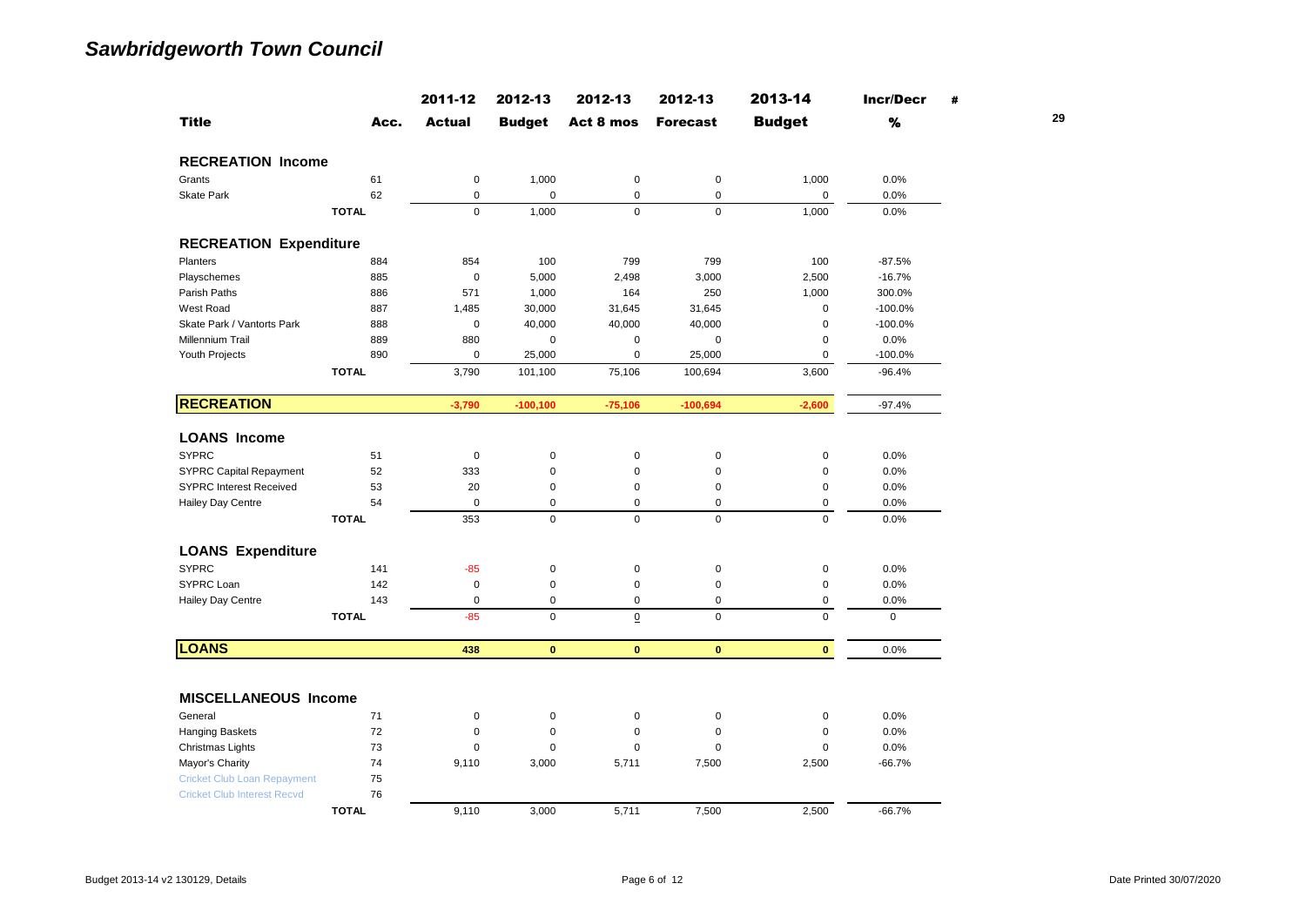# Sawbridgeworth Town Council

| Title | Acc. | 2011-12 Actual | 2012-13 Budget | 2012-13 Act 8 mos | 2012-13 Forecast | 2013-14 Budget | Incr/Decr % |
|---|---|---|---|---|---|---|---|
| **RECREATION Income** | | | | | | | |
| Grants | 61 | 0 | 1,000 | 0 | 0 | 1,000 | 0.0% |
| Skate Park | 62 | 0 | 0 | 0 | 0 | 0 | 0.0% |
| **TOTAL** | | 0 | 1,000 | 0 | 0 | 1,000 | 0.0% |
| **RECREATION Expenditure** | | | | | | | |
| Planters | 884 | 854 | 100 | 799 | 799 | 100 | -87.5% |
| Playschemes | 885 | 0 | 5,000 | 2,498 | 3,000 | 2,500 | -16.7% |
| Parish Paths | 886 | 571 | 1,000 | 164 | 250 | 1,000 | 300.0% |
| West Road | 887 | 1,485 | 30,000 | 31,645 | 31,645 | 0 | -100.0% |
| Skate Park / Vantorts Park | 888 | 0 | 40,000 | 40,000 | 40,000 | 0 | -100.0% |
| Millennium Trail | 889 | 880 | 0 | 0 | 0 | 0 | 0.0% |
| Youth Projects | 890 | 0 | 25,000 | 0 | 25,000 | 0 | -100.0% |
| **TOTAL** | | 3,790 | 101,100 | 75,106 | 100,694 | 3,600 | -96.4% |
| **RECREATION** | | **-3,790** | **-100,100** | **-75,106** | **-100,694** | **-2,600** | -97.4% |
| **LOANS Income** | | | | | | | |
| SYPRC | 51 | 0 | 0 | 0 | 0 | 0 | 0.0% |
| SYPRC Capital Repayment | 52 | 333 | 0 | 0 | 0 | 0 | 0.0% |
| SYPRC Interest Received | 53 | 20 | 0 | 0 | 0 | 0 | 0.0% |
| Hailey Day Centre | 54 | 0 | 0 | 0 | 0 | 0 | 0.0% |
| **TOTAL** | | 353 | 0 | 0 | 0 | 0 | 0.0% |
| **LOANS Expenditure** | | | | | | | |
| SYPRC | 141 | -85 | 0 | 0 | 0 | 0 | 0.0% |
| SYPRC Loan | 142 | 0 | 0 | 0 | 0 | 0 | 0.0% |
| Hailey Day Centre | 143 | 0 | 0 | 0 | 0 | 0 | 0.0% |
| **TOTAL** | | -85 | 0 | 0 | 0 | 0 | 0 |
| **LOANS** | | **438** | **0** | **0** | **0** | **0** | 0.0% |
| **MISCELLANEOUS Income** | | | | | | | |
| General | 71 | 0 | 0 | 0 | 0 | 0 | 0.0% |
| Hanging Baskets | 72 | 0 | 0 | 0 | 0 | 0 | 0.0% |
| Christmas Lights | 73 | 0 | 0 | 0 | 0 | 0 | 0.0% |
| Mayor's Charity | 74 | 9,110 | 3,000 | 5,711 | 7,500 | 2,500 | -66.7% |
| Cricket Club Loan Repayment | 75 | | | | | | |
| Cricket Club Interest Recvd | 76 | | | | | | |
| **TOTAL** | | 9,110 | 3,000 | 5,711 | 7,500 | 2,500 | -66.7% |

Budget 2013-14 v2 130129, Details

Date Printed 30/07/2020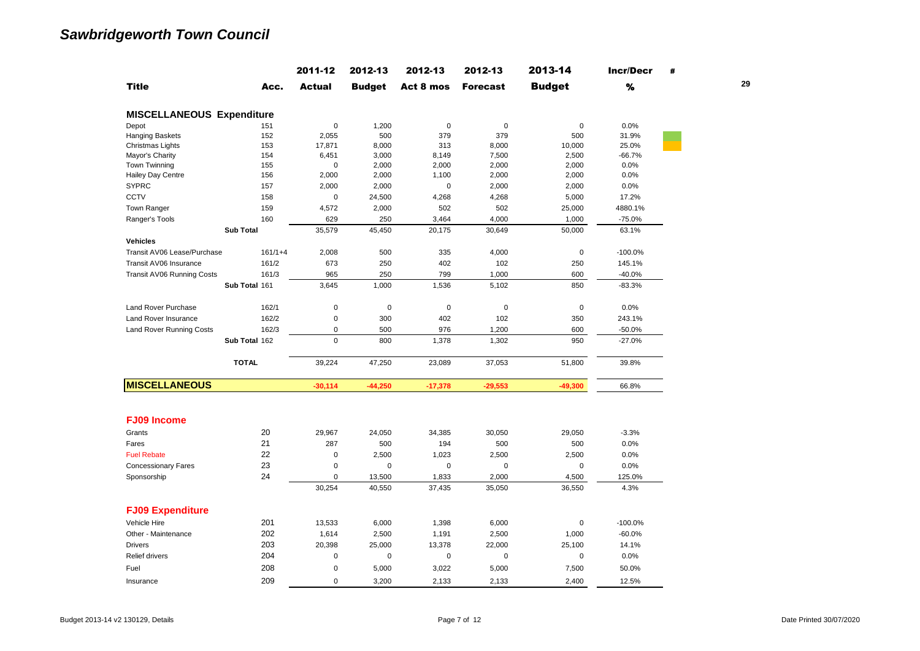# *Sawbridgeworth Town Council*

| Title | Acc. | 2011-12 Actual | 2012-13 Budget | 2012-13 Act 8 mos | 2012-13 Forecast | 2013-14 Budget | Incr/Decr % |
|---|---|---|---|---|---|---|---|
| **MISCELLANEOUS Expenditure** | | | | | | | |
| Depot | 151 | 0 | 1,200 | 0 | 0 | 0 | 0.0% |
| Hanging Baskets | 152 | 2,055 | 500 | 379 | 379 | 500 | 31.9% |
| Christmas Lights | 153 | 17,871 | 8,000 | 313 | 8,000 | 10,000 | 25.0% |
| Mayor's Charity | 154 | 6,451 | 3,000 | 8,149 | 7,500 | 2,500 | -66.7% |
| Town Twinning | 155 | 0 | 2,000 | 2,000 | 2,000 | 2,000 | 0.0% |
| Hailey Day Centre | 156 | 2,000 | 2,000 | 1,100 | 2,000 | 2,000 | 0.0% |
| SYPRC | 157 | 2,000 | 2,000 | 0 | 2,000 | 2,000 | 0.0% |
| CCTV | 158 | 0 | 24,500 | 4,268 | 4,268 | 5,000 | 17.2% |
| Town Ranger | 159 | 4,572 | 2,000 | 502 | 502 | 25,000 | 4880.1% |
| Ranger's Tools | 160 | 629 | 250 | 3,464 | 4,000 | 1,000 | -75.0% |
| Sub Total | | 35,579 | 45,450 | 20,175 | 30,649 | 50,000 | 63.1% |
| **Vehicles** | | | | | | | |
| Transit AV06 Lease/Purchase | 161/1+4 | 2,008 | 500 | 335 | 4,000 | 0 | -100.0% |
| Transit AV06 Insurance | 161/2 | 673 | 250 | 402 | 102 | 250 | 145.1% |
| Transit AV06 Running Costs | 161/3 | 965 | 250 | 799 | 1,000 | 600 | -40.0% |
| Sub Total 161 | | 3,645 | 1,000 | 1,536 | 5,102 | 850 | -83.3% |
| Land Rover Purchase | 162/1 | 0 | 0 | 0 | 0 | 0 | 0.0% |
| Land Rover Insurance | 162/2 | 0 | 300 | 402 | 102 | 350 | 243.1% |
| Land Rover Running Costs | 162/3 | 0 | 500 | 976 | 1,200 | 600 | -50.0% |
| Sub Total 162 | | 0 | 800 | 1,378 | 1,302 | 950 | -27.0% |
| TOTAL | | 39,224 | 47,250 | 23,089 | 37,053 | 51,800 | 39.8% |
| **MISCELLANEOUS** | | -30,114 | -44,250 | -17,378 | -29,553 | -49,300 | 66.8% |
| **FJ09 Income** | | | | | | | |
| Grants | 20 | 29,967 | 24,050 | 34,385 | 30,050 | 29,050 | -3.3% |
| Fares | 21 | 287 | 500 | 194 | 500 | 500 | 0.0% |
| Fuel Rebate | 22 | 0 | 2,500 | 1,023 | 2,500 | 2,500 | 0.0% |
| Concessionary Fares | 23 | 0 | 0 | 0 | 0 | 0 | 0.0% |
| Sponsorship | 24 | 0 | 13,500 | 1,833 | 2,000 | 4,500 | 125.0% |
| | | 30,254 | 40,550 | 37,435 | 35,050 | 36,550 | 4.3% |
| **FJ09 Expenditure** | | | | | | | |
| Vehicle Hire | 201 | 13,533 | 6,000 | 1,398 | 6,000 | 0 | -100.0% |
| Other - Maintenance | 202 | 1,614 | 2,500 | 1,191 | 2,500 | 1,000 | -60.0% |
| Drivers | 203 | 20,398 | 25,000 | 13,378 | 22,000 | 25,100 | 14.1% |
| Relief drivers | 204 | 0 | 0 | 0 | 0 | 0 | 0.0% |
| Fuel | 208 | 0 | 5,000 | 3,022 | 5,000 | 7,500 | 50.0% |
| Insurance | 209 | 0 | 3,200 | 2,133 | 2,133 | 2,400 | 12.5% |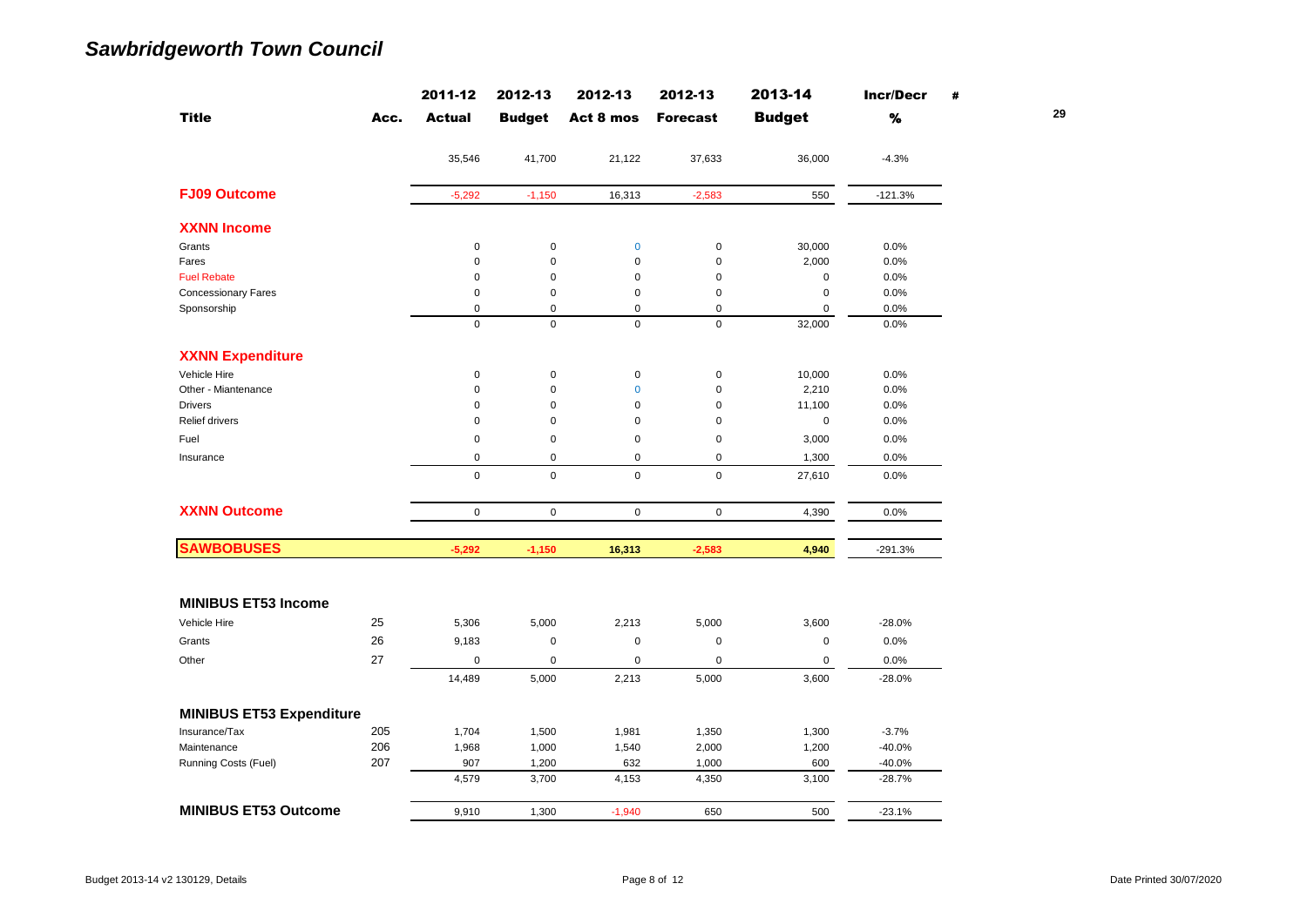## *Sawbridgeworth Town Council*

| Title | Acc. | 2011-12 Actual | 2012-13 Budget | 2012-13 Act 8 mos | 2012-13 Forecast | 2013-14 Budget | Incr/Decr % | # 29 |
|---|---|---|---|---|---|---|---|---|
| | | 35,546 | 41,700 | 21,122 | 37,633 | 36,000 | -4.3% | |
| **FJ09 Outcome** | | -5,292 | -1,150 | 16,313 | -2,583 | 550 | -121.3% | |
| **XXNN Income** | | | | | | | | |
| Grants | | 0 | 0 | 0 | 0 | 30,000 | 0.0% | |
| Fares | | 0 | 0 | 0 | 0 | 2,000 | 0.0% | |
| Fuel Rebate | | 0 | 0 | 0 | 0 | 0 | 0.0% | |
| Concessionary Fares | | 0 | 0 | 0 | 0 | 0 | 0.0% | |
| Sponsorship | | 0 | 0 | 0 | 0 | 0 | 0.0% | |
| | | 0 | 0 | 0 | 0 | 32,000 | 0.0% | |
| **XXNN Expenditure** | | | | | | | | |
| Vehicle Hire | | 0 | 0 | 0 | 0 | 10,000 | 0.0% | |
| Other - Miantenance | | 0 | 0 | 0 | 0 | 2,210 | 0.0% | |
| Drivers | | 0 | 0 | 0 | 0 | 11,100 | 0.0% | |
| Relief drivers | | 0 | 0 | 0 | 0 | 0 | 0.0% | |
| Fuel | | 0 | 0 | 0 | 0 | 3,000 | 0.0% | |
| Insurance | | 0 | 0 | 0 | 0 | 1,300 | 0.0% | |
| | | 0 | 0 | 0 | 0 | 27,610 | 0.0% | |
| **XXNN Outcome** | | 0 | 0 | 0 | 0 | 4,390 | 0.0% | |
| **SAWBOBUSES** | | **-5,292** | **-1,150** | **16,313** | **-2,583** | **4,940** | -291.3% | |
| **MINIBUS ET53 Income** | | | | | | | | |
| Vehicle Hire | 25 | 5,306 | 5,000 | 2,213 | 5,000 | 3,600 | -28.0% | |
| Grants | 26 | 9,183 | 0 | 0 | 0 | 0 | 0.0% | |
| Other | 27 | 0 | 0 | 0 | 0 | 0 | 0.0% | |
| | | 14,489 | 5,000 | 2,213 | 5,000 | 3,600 | -28.0% | |
| **MINIBUS ET53 Expenditure** | | | | | | | | |
| Insurance/Tax | 205 | 1,704 | 1,500 | 1,981 | 1,350 | 1,300 | -3.7% | |
| Maintenance | 206 | 1,968 | 1,000 | 1,540 | 2,000 | 1,200 | -40.0% | |
| Running Costs (Fuel) | 207 | 907 | 1,200 | 632 | 1,000 | 600 | -40.0% | |
| | | 4,579 | 3,700 | 4,153 | 4,350 | 3,100 | -28.7% | |
| **MINIBUS ET53 Outcome** | | 9,910 | 1,300 | -1,940 | 650 | 500 | -23.1% | |

Budget 2013-14 v2 130129, Details

Date Printed 30/07/2020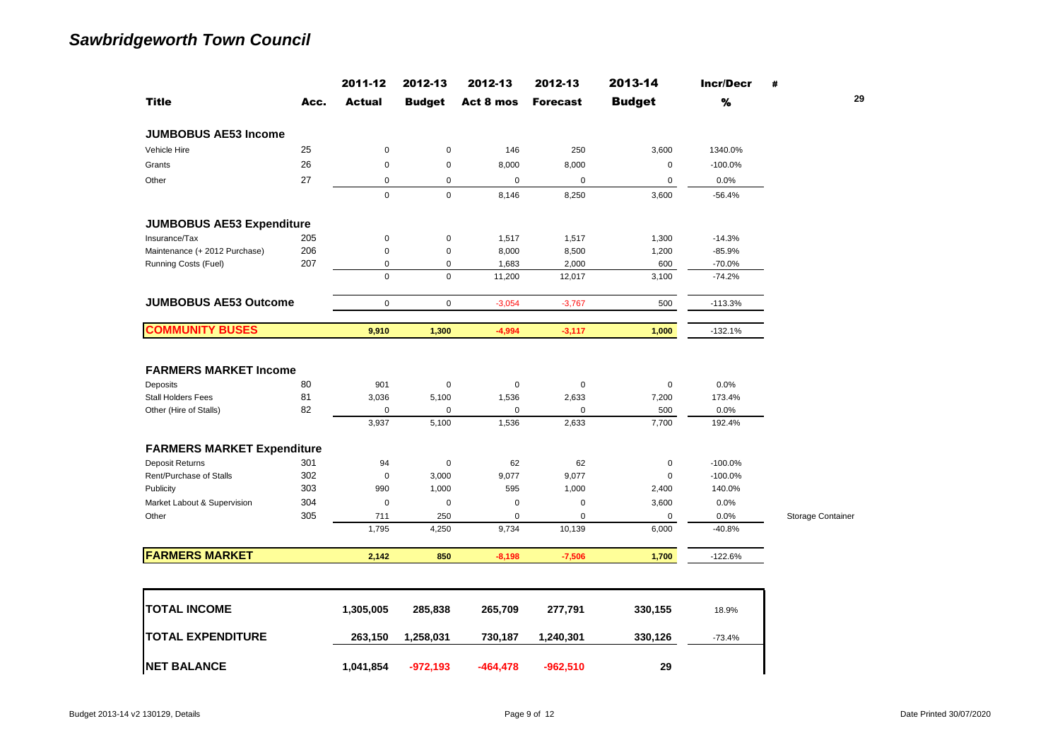# *Sawbridgeworth Town Council*

| Title | Acc. | 2011-12 Actual | 2012-13 Budget | 2012-13 Act 8 mos | 2012-13 Forecast | 2013-14 Budget | Incr/Decr % | # 29 |
|---|---|---|---|---|---|---|---|---|
| **JUMBOBUS AE53 Income** | | | | | | | | |
| Vehicle Hire | 25 | 0 | 0 | 146 | 250 | 3,600 | 1340.0% | |
| Grants | 26 | 0 | 0 | 8,000 | 8,000 | 0 | -100.0% | |
| Other | 27 | 0 | 0 | 0 | 0 | 0 | 0.0% | |
| | | 0 | 0 | 8,146 | 8,250 | 3,600 | -56.4% | |
| **JUMBOBUS AE53 Expenditure** | | | | | | | | |
| Insurance/Tax | 205 | 0 | 0 | 1,517 | 1,517 | 1,300 | -14.3% | |
| Maintenance (+ 2012 Purchase) | 206 | 0 | 0 | 8,000 | 8,500 | 1,200 | -85.9% | |
| Running Costs (Fuel) | 207 | 0 | 0 | 1,683 | 2,000 | 600 | -70.0% | |
| | | 0 | 0 | 11,200 | 12,017 | 3,100 | -74.2% | |
| **JUMBOBUS AE53 Outcome** | | 0 | 0 | -3,054 | -3,767 | 500 | -113.3% | |
| **COMMUNITY BUSES** | | **9,910** | **1,300** | **-4,994** | **-3,117** | **1,000** | -132.1% | |
| **FARMERS MARKET Income** | | | | | | | | |
| Deposits | 80 | 901 | 0 | 0 | 0 | 0 | 0.0% | |
| Stall Holders Fees | 81 | 3,036 | 5,100 | 1,536 | 2,633 | 7,200 | 173.4% | |
| Other (Hire of Stalls) | 82 | 0 | 0 | 0 | 0 | 500 | 0.0% | |
| | | 3,937 | 5,100 | 1,536 | 2,633 | 7,700 | 192.4% | |
| **FARMERS MARKET Expenditure** | | | | | | | | |
| Deposit Returns | 301 | 94 | 0 | 62 | 62 | 0 | -100.0% | |
| Rent/Purchase of Stalls | 302 | 0 | 3,000 | 9,077 | 9,077 | 0 | -100.0% | |
| Publicity | 303 | 990 | 1,000 | 595 | 1,000 | 2,400 | 140.0% | |
| Market Labout & Supervision | 304 | 0 | 0 | 0 | 0 | 3,600 | 0.0% | |
| Other | 305 | 711 | 250 | 0 | 0 | 0 | 0.0% | Storage Container |
| | | 1,795 | 4,250 | 9,734 | 10,139 | 6,000 | -40.8% | |
| **FARMERS MARKET** | | **2,142** | **850** | **-8,198** | **-7,506** | **1,700** | -122.6% | |

| | 2011-12 Actual | 2012-13 Budget | 2012-13 Act 8 mos | 2012-13 Forecast | 2013-14 Budget | Incr/Decr % |
|---|---|---|---|---|---|---|
| **TOTAL INCOME** | **1,305,005** | **285,838** | **265,709** | **277,791** | **330,155** | 18.9% |
| **TOTAL EXPENDITURE** | **263,150** | **1,258,031** | **730,187** | **1,240,301** | **330,126** | -73.4% |
| **NET BALANCE** | **1,041,854** | **-972,193** | **-464,478** | **-962,510** | **29** | |

Budget 2013-14 v2 130129, Details

Date Printed 30/07/2020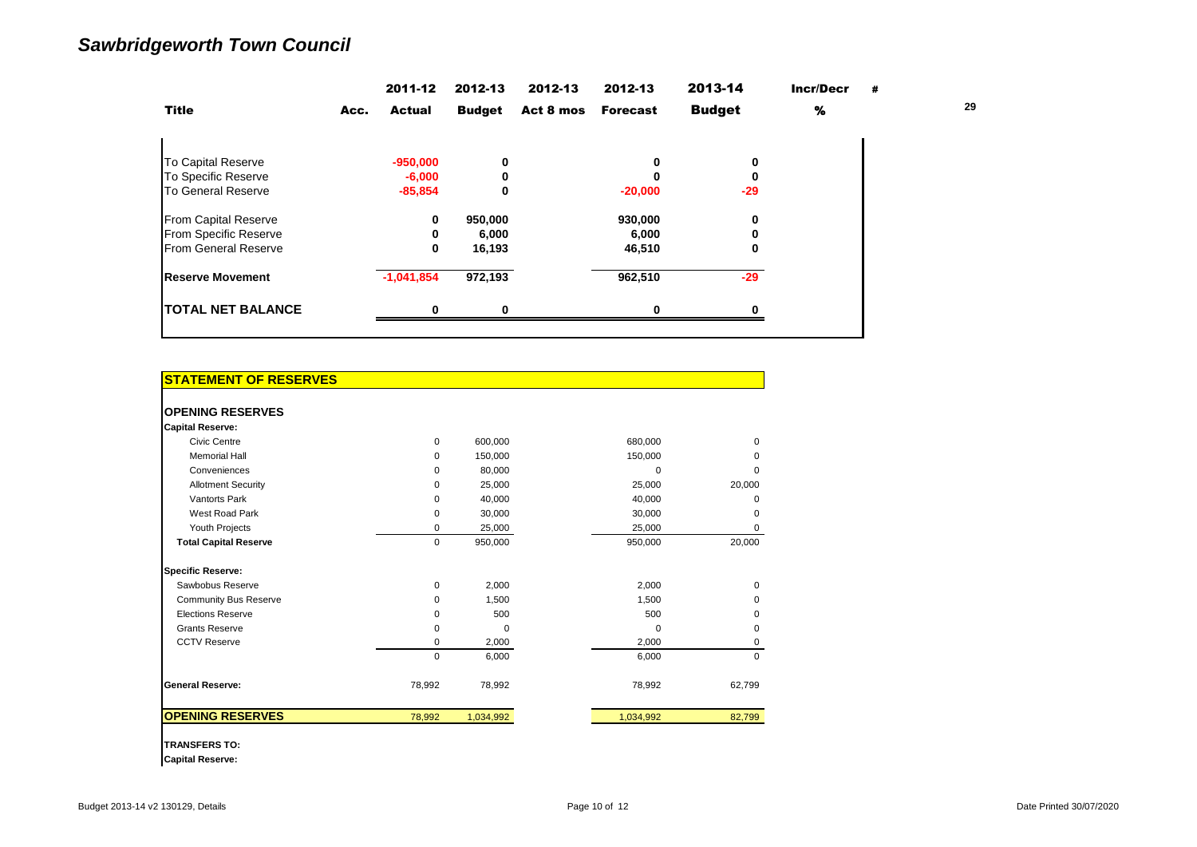# Sawbridgeworth Town Council

| Title | Acc. | 2011-12 Actual | 2012-13 Budget | 2012-13 Act 8 mos | 2012-13 Forecast | 2013-14 Budget | Incr/Decr % | # 29 |
|---|---|---|---|---|---|---|---|---|
| To Capital Reserve | | -950,000 | 0 | | 0 | 0 | | |
| To Specific Reserve | | -6,000 | 0 | | 0 | 0 | | |
| To General Reserve | | -85,854 | 0 | | -20,000 | -29 | | |
| From Capital Reserve | | 0 | 950,000 | | 930,000 | 0 | | |
| From Specific Reserve | | 0 | 6,000 | | 6,000 | 0 | | |
| From General Reserve | | 0 | 16,193 | | 46,510 | 0 | | |
| **Reserve Movement** | | -1,041,854 | 972,193 | | 962,510 | -29 | | |
| **TOTAL NET BALANCE** | | 0 | 0 | | 0 | 0 | | |

## STATEMENT OF RESERVES

| | 2011-12 Actual | 2012-13 Budget | 2012-13 Forecast | 2013-14 Budget |
|---|---|---|---|---|
| **OPENING RESERVES** | | | | |
| **Capital Reserve:** | | | | |
| Civic Centre | 0 | 600,000 | 680,000 | 0 |
| Memorial Hall | 0 | 150,000 | 150,000 | 0 |
| Conveniences | 0 | 80,000 | 0 | 0 |
| Allotment Security | 0 | 25,000 | 25,000 | 20,000 |
| Vantorts Park | 0 | 40,000 | 40,000 | 0 |
| West Road Park | 0 | 30,000 | 30,000 | 0 |
| Youth Projects | 0 | 25,000 | 25,000 | 0 |
| **Total Capital Reserve** | 0 | 950,000 | 950,000 | 20,000 |
| **Specific Reserve:** | | | | |
| Sawbobus Reserve | 0 | 2,000 | 2,000 | 0 |
| Community Bus Reserve | 0 | 1,500 | 1,500 | 0 |
| Elections Reserve | 0 | 500 | 500 | 0 |
| Grants Reserve | 0 | 0 | 0 | 0 |
| CCTV Reserve | 0 | 2,000 | 2,000 | 0 |
| | 0 | 6,000 | 6,000 | 0 |
| **General Reserve:** | 78,992 | 78,992 | 78,992 | 62,799 |
| **OPENING RESERVES** | 78,992 | 1,034,992 | 1,034,992 | 82,799 |

**TRANSFERS TO:**

**Capital Reserve:**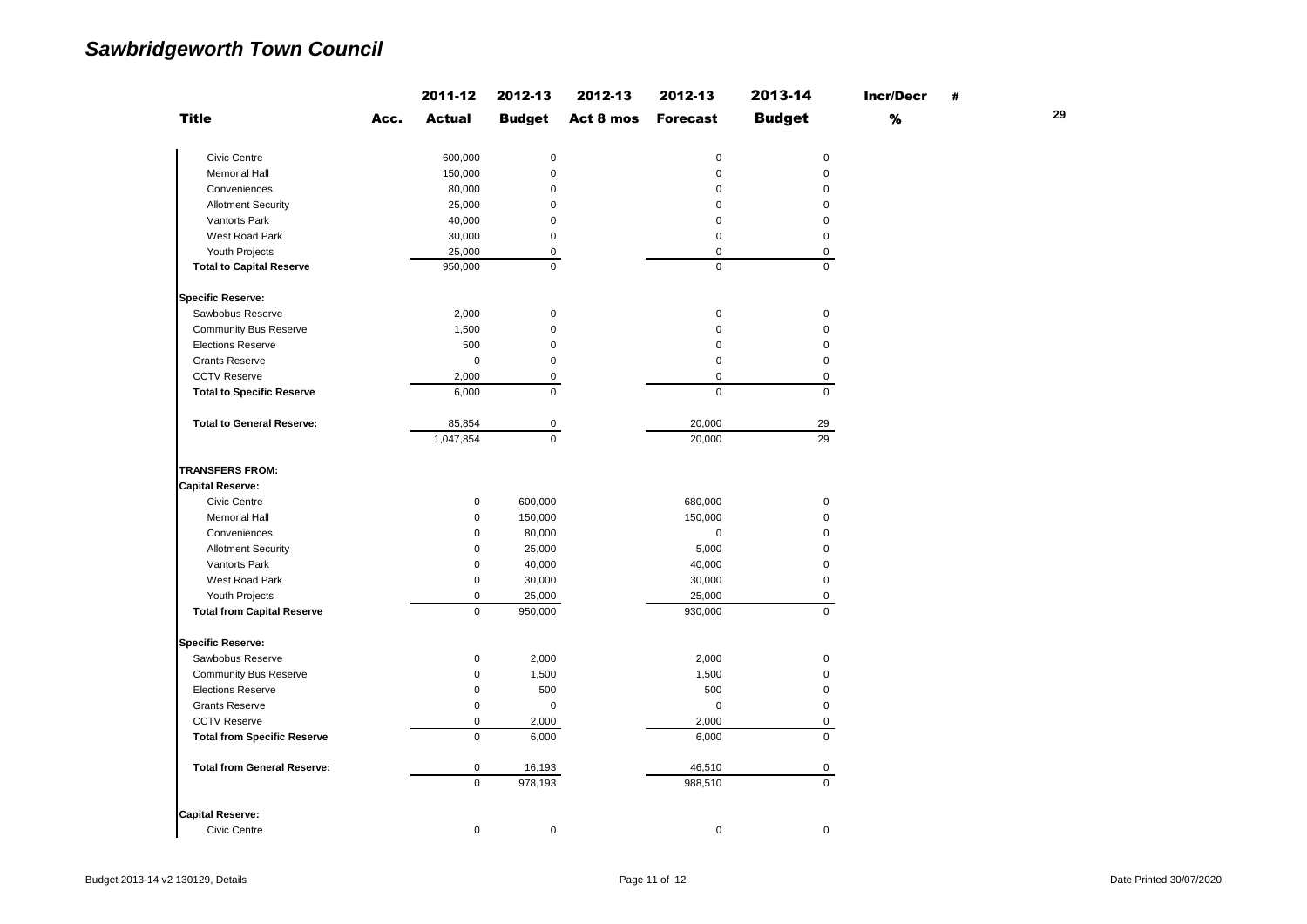## *Sawbridgeworth Town Council*

| Title | Acc. | 2011-12 Actual | 2012-13 Budget | 2012-13 Act 8 mos | 2012-13 Forecast | 2013-14 Budget | Incr/Decr % | # |
|---|---|---|---|---|---|---|---|---|
| Civic Centre | | 600,000 | 0 | | 0 | 0 | | |
| Memorial Hall | | 150,000 | 0 | | 0 | 0 | | |
| Conveniences | | 80,000 | 0 | | 0 | 0 | | |
| Allotment Security | | 25,000 | 0 | | 0 | 0 | | |
| Vantorts Park | | 40,000 | 0 | | 0 | 0 | | |
| West Road Park | | 30,000 | 0 | | 0 | 0 | | |
| Youth Projects | | 25,000 | 0 | | 0 | 0 | | |
| **Total to Capital Reserve** | | 950,000 | 0 | | 0 | 0 | | |
| **Specific Reserve:** | | | | | | | | |
| Sawbobus Reserve | | 2,000 | 0 | | 0 | 0 | | |
| Community Bus Reserve | | 1,500 | 0 | | 0 | 0 | | |
| Elections Reserve | | 500 | 0 | | 0 | 0 | | |
| Grants Reserve | | 0 | 0 | | 0 | 0 | | |
| CCTV Reserve | | 2,000 | 0 | | 0 | 0 | | |
| **Total to Specific Reserve** | | 6,000 | 0 | | 0 | 0 | | |
| **Total to General Reserve:** | | 85,854 | 0 | | 20,000 | 29 | | |
| | | 1,047,854 | 0 | | 20,000 | 29 | | |
| **TRANSFERS FROM:** | | | | | | | | |
| **Capital Reserve:** | | | | | | | | |
| Civic Centre | | 0 | 600,000 | | 680,000 | 0 | | |
| Memorial Hall | | 0 | 150,000 | | 150,000 | 0 | | |
| Conveniences | | 0 | 80,000 | | 0 | 0 | | |
| Allotment Security | | 0 | 25,000 | | 5,000 | 0 | | |
| Vantorts Park | | 0 | 40,000 | | 40,000 | 0 | | |
| West Road Park | | 0 | 30,000 | | 30,000 | 0 | | |
| Youth Projects | | 0 | 25,000 | | 25,000 | 0 | | |
| **Total from Capital Reserve** | | 0 | 950,000 | | 930,000 | 0 | | |
| **Specific Reserve:** | | | | | | | | |
| Sawbobus Reserve | | 0 | 2,000 | | 2,000 | 0 | | |
| Community Bus Reserve | | 0 | 1,500 | | 1,500 | 0 | | |
| Elections Reserve | | 0 | 500 | | 500 | 0 | | |
| Grants Reserve | | 0 | 0 | | 0 | 0 | | |
| CCTV Reserve | | 0 | 2,000 | | 2,000 | 0 | | |
| **Total from Specific Reserve** | | 0 | 6,000 | | 6,000 | 0 | | |
| **Total from General Reserve:** | | 0 | 16,193 | | 46,510 | 0 | | |
| | | 0 | 978,193 | | 988,510 | 0 | | |
| **Capital Reserve:** | | | | | | | | |
| Civic Centre | | 0 | 0 | | 0 | 0 | | |

29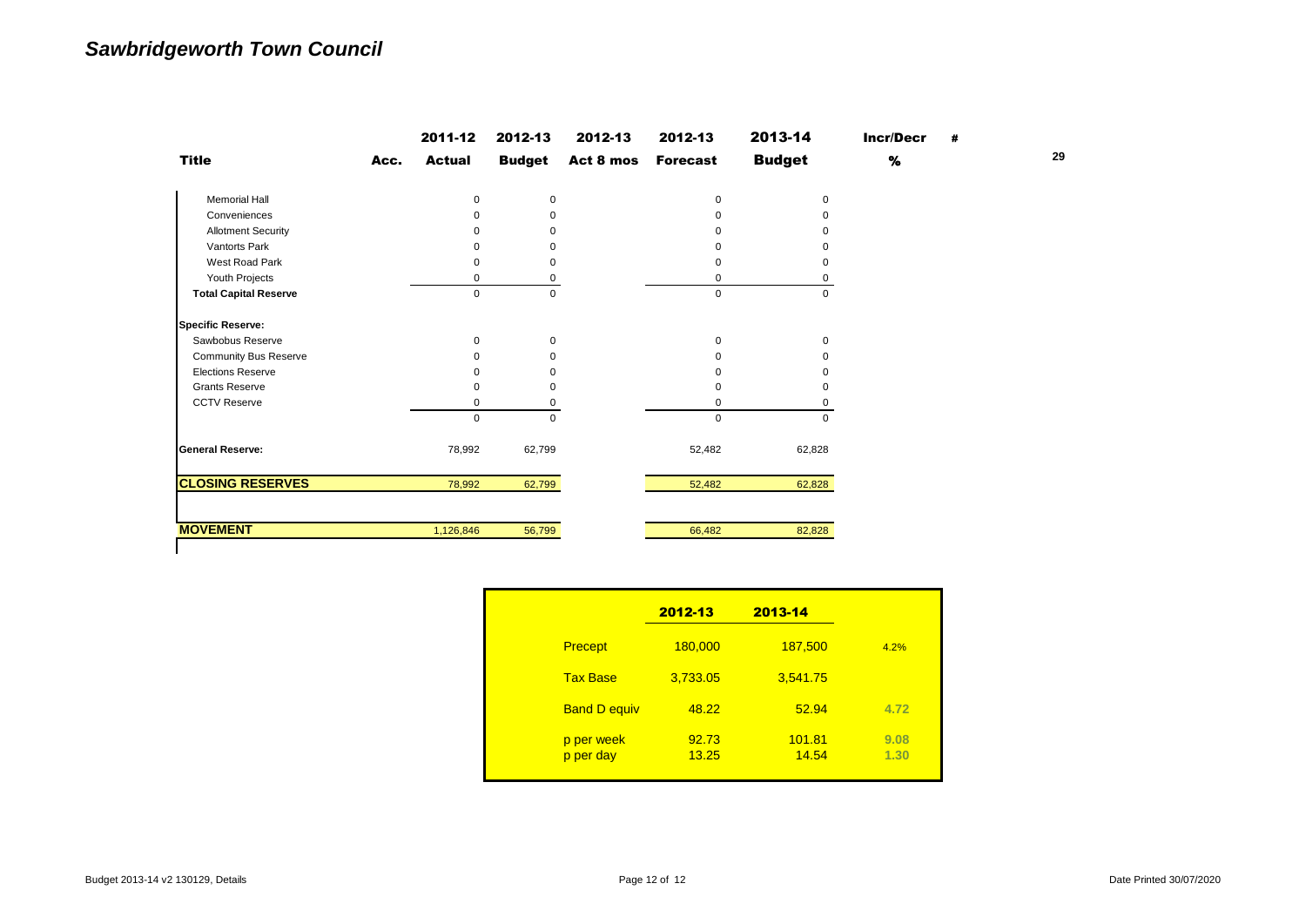# *Sawbridgeworth Town Council*

| Title | Acc. | 2011-12 Actual | 2012-13 Budget | 2012-13 Act 8 mos | 2012-13 Forecast | 2013-14 Budget | Incr/Decr % | # |
|---|---|---|---|---|---|---|---|---|
| | | | | | | | | 29 |
| Memorial Hall | | 0 | 0 | | 0 | 0 | | |
| Conveniences | | 0 | 0 | | 0 | 0 | | |
| Allotment Security | | 0 | 0 | | 0 | 0 | | |
| Vantorts Park | | 0 | 0 | | 0 | 0 | | |
| West Road Park | | 0 | 0 | | 0 | 0 | | |
| Youth Projects | | 0 | 0 | | 0 | 0 | | |
| **Total Capital Reserve** | | 0 | 0 | | 0 | 0 | | |
| **Specific Reserve:** | | | | | | | | |
| Sawbobus Reserve | | 0 | 0 | | 0 | 0 | | |
| Community Bus Reserve | | 0 | 0 | | 0 | 0 | | |
| Elections Reserve | | 0 | 0 | | 0 | 0 | | |
| Grants Reserve | | 0 | 0 | | 0 | 0 | | |
| CCTV Reserve | | 0 | 0 | | 0 | 0 | | |
| | | 0 | 0 | | 0 | 0 | | |
| **General Reserve:** | | 78,992 | 62,799 | | 52,482 | 62,828 | | |
| **CLOSING RESERVES** | | 78,992 | 62,799 | | 52,482 | 62,828 | | |
| **MOVEMENT** | | 1,126,846 | 56,799 | | 66,482 | 82,828 | | |

| | 2012-13 | 2013-14 | |
|---|---|---|---|
| Precept | 180,000 | 187,500 | 4.2% |
| Tax Base | 3,733.05 | 3,541.75 | |
| Band D equiv | 48.22 | 52.94 | 4.72 |
| p per week | 92.73 | 101.81 | 9.08 |
| p per day | 13.25 | 14.54 | 1.30 |

Budget 2013-14 v2 130129, Details

Date Printed 30/07/2020